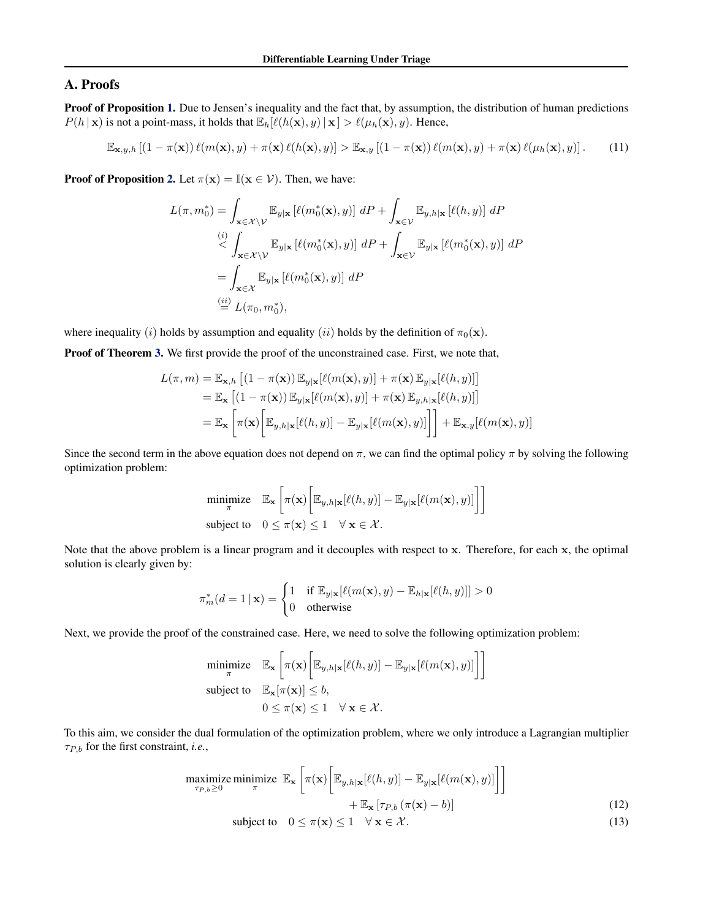## A. Proofs

**Proof of Proposition 1.** Due to Jensen's inequality and the fact that, by assumption, the distribution of human predictions $P(h \mid \mathbf{x})$ is not a point-mass, it holds that $\mathbb{E}_h[\ell(h(\mathbf{x}), y) \mid \mathbf{x}] > \ell(\mu_h(\mathbf{x}), y)$. Hence,

$$\mathbb{E}_{\mathbf{x},y,h}\left[(1-\pi(\mathbf{x}))\,\ell(m(\mathbf{x}), y) + \pi(\mathbf{x})\,\ell(h(\mathbf{x}), y)\right] > \mathbb{E}_{\mathbf{x},y}\left[(1-\pi(\mathbf{x}))\,\ell(m(\mathbf{x}), y) + \pi(\mathbf{x})\,\ell(\mu_h(\mathbf{x}), y)\right]. \tag{11}$$

**Proof of Proposition 2.** Let $\pi(\mathbf{x}) = \mathbb{I}(\mathbf{x} \in \mathcal{V})$. Then, we have:

$$\begin{aligned}
L(\pi, m_0^*) &= \int_{\mathbf{x} \in \mathcal{X} \setminus \mathcal{V}} \mathbb{E}_{y|\mathbf{x}}\left[\ell(m_0^*(\mathbf{x}), y)\right] \, dP + \int_{\mathbf{x} \in \mathcal{V}} \mathbb{E}_{y,h|\mathbf{x}}\left[\ell(h, y)\right] \, dP \\
&\overset{(i)}{<} \int_{\mathbf{x} \in \mathcal{X} \setminus \mathcal{V}} \mathbb{E}_{y|\mathbf{x}}\left[\ell(m_0^*(\mathbf{x}), y)\right] \, dP + \int_{\mathbf{x} \in \mathcal{V}} \mathbb{E}_{y|\mathbf{x}}\left[\ell(m_0^*(\mathbf{x}), y)\right] \, dP \\
&= \int_{\mathbf{x} \in \mathcal{X}} \mathbb{E}_{y|\mathbf{x}}\left[\ell(m_0^*(\mathbf{x}), y)\right] \, dP \\
&\overset{(ii)}{=} L(\pi_0, m_0^*),
\end{aligned}$$

where inequality $(i)$ holds by assumption and equality $(ii)$ holds by the definition of $\pi_0(\mathbf{x})$.

**Proof of Theorem 3.** We first provide the proof of the unconstrained case. First, we note that,

$$\begin{aligned}
L(\pi, m) &= \mathbb{E}_{\mathbf{x},h}\left[(1-\pi(\mathbf{x}))\,\mathbb{E}_{y|\mathbf{x}}[\ell(m(\mathbf{x}), y)] + \pi(\mathbf{x})\,\mathbb{E}_{y|\mathbf{x}}[\ell(h, y)]\right] \\
&= \mathbb{E}_{\mathbf{x}}\left[(1-\pi(\mathbf{x}))\,\mathbb{E}_{y|\mathbf{x}}[\ell(m(\mathbf{x}), y)] + \pi(\mathbf{x})\,\mathbb{E}_{y,h|\mathbf{x}}[\ell(h, y)]\right] \\
&= \mathbb{E}_{\mathbf{x}}\left[\pi(\mathbf{x})\Big[\mathbb{E}_{y,h|\mathbf{x}}[\ell(h, y)] - \mathbb{E}_{y|\mathbf{x}}[\ell(m(\mathbf{x}), y)]\Big]\right] + \mathbb{E}_{\mathbf{x},y}[\ell(m(\mathbf{x}), y)]
\end{aligned}$$

Since the second term in the above equation does not depend on $\pi$, we can find the optimal policy $\pi$ by solving the following optimization problem:

$$\begin{aligned}
\underset{\pi}{\text{minimize}} \quad & \mathbb{E}_{\mathbf{x}}\left[\pi(\mathbf{x})\Big[\mathbb{E}_{y,h|\mathbf{x}}[\ell(h, y)] - \mathbb{E}_{y|\mathbf{x}}[\ell(m(\mathbf{x}), y)]\Big]\right] \\
\text{subject to} \quad & 0 \leq \pi(\mathbf{x}) \leq 1 \quad \forall\, \mathbf{x} \in \mathcal{X}.
\end{aligned}$$

Note that the above problem is a linear program and it decouples with respect to $\mathbf{x}$. Therefore, for each $\mathbf{x}$, the optimal solution is clearly given by:

$$\pi_m^*(d = 1 \mid \mathbf{x}) = \begin{cases} 1 & \text{if } \mathbb{E}_{y|\mathbf{x}}[\ell(m(\mathbf{x}), y) - \mathbb{E}_{h|\mathbf{x}}[\ell(h, y)]] > 0 \\ 0 & \text{otherwise} \end{cases}$$

Next, we provide the proof of the constrained case. Here, we need to solve the following optimization problem:

$$\begin{aligned}
\underset{\pi}{\text{minimize}} \quad & \mathbb{E}_{\mathbf{x}}\left[\pi(\mathbf{x})\Big[\mathbb{E}_{y,h|\mathbf{x}}[\ell(h, y)] - \mathbb{E}_{y|\mathbf{x}}[\ell(m(\mathbf{x}), y)]\Big]\right] \\
\text{subject to} \quad & \mathbb{E}_{\mathbf{x}}[\pi(\mathbf{x})] \leq b, \\
& 0 \leq \pi(\mathbf{x}) \leq 1 \quad \forall\, \mathbf{x} \in \mathcal{X}.
\end{aligned}$$

To this aim, we consider the dual formulation of the optimization problem, where we only introduce a Lagrangian multiplier $\tau_{P,b}$ for the first constraint, *i.e.*,

$$\begin{aligned}
\underset{\tau_{P,b} \geq 0}{\text{maximize}}\ \underset{\pi}{\text{minimize}} \quad & \mathbb{E}_{\mathbf{x}}\left[\pi(\mathbf{x})\Big[\mathbb{E}_{y,h|\mathbf{x}}[\ell(h, y)] - \mathbb{E}_{y|\mathbf{x}}[\ell(m(\mathbf{x}), y)]\Big]\right] \\
& + \mathbb{E}_{\mathbf{x}}\left[\tau_{P,b}\,(\pi(\mathbf{x}) - b)\right] \qquad (12) \\
\text{subject to} \quad & 0 \leq \pi(\mathbf{x}) \leq 1 \quad \forall\, \mathbf{x} \in \mathcal{X}. \qquad (13)
\end{aligned}$$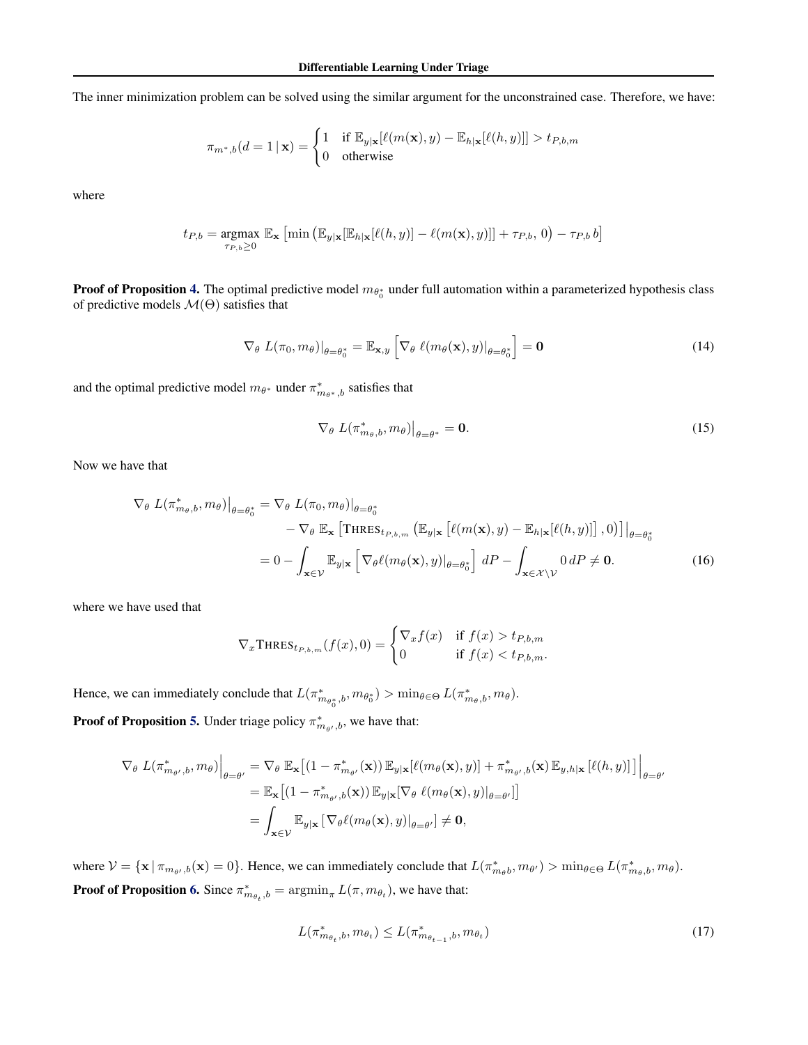The inner minimization problem can be solved using the similar argument for the unconstrained case. Therefore, we have:

$$\pi_{m^*,b}(d=1\,|\,\mathbf{x}) = \begin{cases} 1 & \text{if } \mathbb{E}_{y|\mathbf{x}}[\ell(m(\mathbf{x}),y) - \mathbb{E}_{h|\mathbf{x}}[\ell(h,y)]] > t_{P,b,m} \\ 0 & \text{otherwise} \end{cases}$$

where

$$t_{P,b} = \underset{\tau_{P,b}\geq 0}{\text{argmax}}\ \mathbb{E}_{\mathbf{x}}\left[\min\left(\mathbb{E}_{y|\mathbf{x}}[\mathbb{E}_{h|\mathbf{x}}[\ell(h,y)] - \ell(m(\mathbf{x}),y)]] + \tau_{P,b},\, 0\right) - \tau_{P,b}\, b\right]$$

**Proof of Proposition 4.** The optimal predictive model $m_{\theta_0^*}$ under full automation within a parameterized hypothesis class of predictive models $\mathcal{M}(\Theta)$ satisfies that

$$\nabla_\theta\, L(\pi_0, m_\theta)|_{\theta=\theta_0^*} = \mathbb{E}_{\mathbf{x},y}\left[\nabla_\theta\, \ell(m_\theta(\mathbf{x}),y)|_{\theta=\theta_0^*}\right] = \mathbf{0} \tag{14}$$

and the optimal predictive model $m_{\theta^*}$ under $\pi^*_{m_{\theta^*},b}$ satisfies that

$$\nabla_\theta\, L(\pi^*_{m_\theta,b}, m_\theta)\big|_{\theta=\theta^*} = \mathbf{0}. \tag{15}$$

Now we have that

$$\begin{aligned} \nabla_\theta\, L(\pi^*_{m_\theta,b}, m_\theta)\big|_{\theta=\theta_0^*} &= \nabla_\theta\, L(\pi_0, m_\theta)|_{\theta=\theta_0^*} \\ &\quad - \nabla_\theta\, \mathbb{E}_{\mathbf{x}}\left[\textsc{Thres}_{t_{P,b,m}}\left(\mathbb{E}_{y|\mathbf{x}}\left[\ell(m(\mathbf{x}),y) - \mathbb{E}_{h|\mathbf{x}}[\ell(h,y)]\right],0\right)\right]\big|_{\theta=\theta_0^*} \\ &= 0 - \int_{\mathbf{x}\in\mathcal{V}} \mathbb{E}_{y|\mathbf{x}}\left[\nabla_\theta \ell(m_\theta(\mathbf{x}),y)|_{\theta=\theta_0^*}\right]\, dP - \int_{\mathbf{x}\in\mathcal{X}\setminus\mathcal{V}} 0\, dP \neq \mathbf{0}. \end{aligned} \tag{16}$$

where we have used that

$$\nabla_x \textsc{Thres}_{t_{P,b,m}}(f(x),0) = \begin{cases} \nabla_x f(x) & \text{if } f(x) > t_{P,b,m} \\ 0 & \text{if } f(x) < t_{P,b,m}. \end{cases}$$

Hence, we can immediately conclude that $L(\pi^*_{m_{\theta_0^*},b}, m_{\theta_0^*}) > \min_{\theta\in\Theta} L(\pi^*_{m_\theta,b}, m_\theta)$.

**Proof of Proposition 5.** Under triage policy $\pi^*_{m_{\theta'},b}$, we have that:

$$\begin{aligned} \nabla_\theta\, L(\pi^*_{m_{\theta'},b}, m_\theta)\Big|_{\theta=\theta'} &= \nabla_\theta\, \mathbb{E}_{\mathbf{x}}\big[(1-\pi^*_{m_{\theta'}}(\mathbf{x}))\, \mathbb{E}_{y|\mathbf{x}}[\ell(m_\theta(\mathbf{x}),y)] + \pi^*_{m_{\theta'},b}(\mathbf{x})\, \mathbb{E}_{y,h|\mathbf{x}}\left[\ell(h,y)\right]\big]\Big|_{\theta=\theta'} \\ &= \mathbb{E}_{\mathbf{x}}\big[(1-\pi^*_{m_{\theta'},b}(\mathbf{x}))\, \mathbb{E}_{y|\mathbf{x}}[\nabla_\theta\, \ell(m_\theta(\mathbf{x}),y)|_{\theta=\theta'}]\big] \\ &= \int_{\mathbf{x}\in\mathcal{V}} \mathbb{E}_{y|\mathbf{x}}\left[\nabla_\theta \ell(m_\theta(\mathbf{x}),y)|_{\theta=\theta'}\right] \neq \mathbf{0}, \end{aligned}$$

where $\mathcal{V} = \{\mathbf{x}\,|\,\pi_{m_{\theta'},b}(\mathbf{x}) = 0\}$. Hence, we can immediately conclude that $L(\pi^*_{m_\theta b}, m_{\theta'}) > \min_{\theta\in\Theta} L(\pi^*_{m_\theta,b}, m_\theta)$.

**Proof of Proposition 6.** Since $\pi^*_{m_{\theta_t},b} = \text{argmin}_\pi\, L(\pi, m_{\theta_t})$, we have that:

$$L(\pi^*_{m_{\theta_t},b}, m_{\theta_t}) \leq L(\pi^*_{m_{\theta_{t-1}},b}, m_{\theta_t}) \tag{17}$$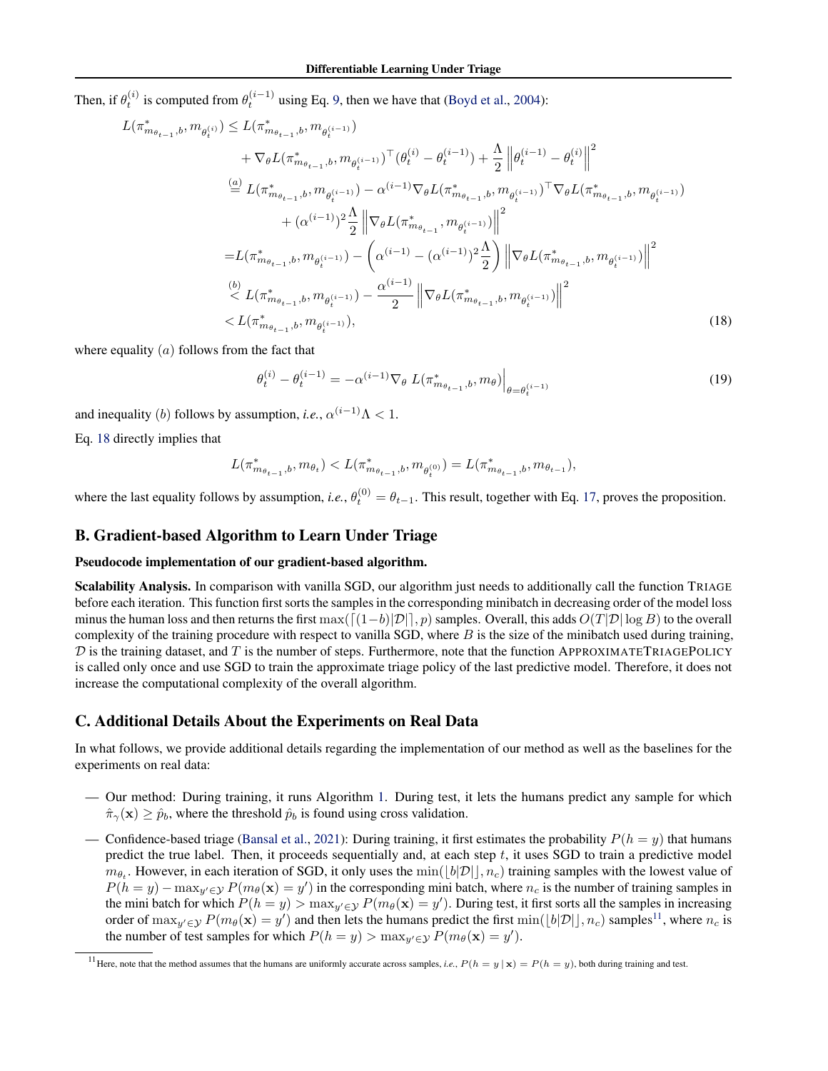Then, if $\theta_t^{(i)}$ is computed from $\theta_t^{(i-1)}$ using Eq. 9, then we have that (Boyd et al., 2004):

$$
\begin{aligned}
L(\pi^*_{m_{\theta_{t-1}},b}, m_{\theta_t^{(i)}}) &\leq L(\pi^*_{m_{\theta_{t-1}},b}, m_{\theta_t^{(i-1)}}) \\
&\quad + \nabla_\theta L(\pi^*_{m_{\theta_{t-1}},b}, m_{\theta_t^{(i-1)}})^\top (\theta_t^{(i)} - \theta_t^{(i-1)}) + \frac{\Lambda}{2} \left\| \theta_t^{(i-1)} - \theta_t^{(i)} \right\|^2 \\
&\overset{(a)}{=} L(\pi^*_{m_{\theta_{t-1}},b}, m_{\theta_t^{(i-1)}}) - \alpha^{(i-1)} \nabla_\theta L(\pi^*_{m_{\theta_{t-1}},b}, m_{\theta_t^{(i-1)}})^\top \nabla_\theta L(\pi^*_{m_{\theta_{t-1}},b}, m_{\theta_t^{(i-1)}}) \\
&\quad + (\alpha^{(i-1)})^2 \frac{\Lambda}{2} \left\| \nabla_\theta L(\pi^*_{m_{\theta_{t-1}}}, m_{\theta_t^{(i-1)}}) \right\|^2 \\
&= L(\pi^*_{m_{\theta_{t-1}},b}, m_{\theta_t^{(i-1)}}) - \left( \alpha^{(i-1)} - (\alpha^{(i-1)})^2 \frac{\Lambda}{2} \right) \left\| \nabla_\theta L(\pi^*_{m_{\theta_{t-1}},b}, m_{\theta_t^{(i-1)}}) \right\|^2 \\
&\overset{(b)}{<} L(\pi^*_{m_{\theta_{t-1}},b}, m_{\theta_t^{(i-1)}}) - \frac{\alpha^{(i-1)}}{2} \left\| \nabla_\theta L(\pi^*_{m_{\theta_{t-1}},b}, m_{\theta_t^{(i-1)}}) \right\|^2 \\
&< L(\pi^*_{m_{\theta_{t-1}},b}, m_{\theta_t^{(i-1)}}),
\end{aligned} \tag{18}
$$

where equality $(a)$ follows from the fact that

$$
\theta_t^{(i)} - \theta_t^{(i-1)} = -\alpha^{(i-1)} \nabla_\theta \, L(\pi^*_{m_{\theta_{t-1}},b}, m_\theta) \Big|_{\theta = \theta_t^{(i-1)}} \tag{19}
$$

and inequality $(b)$ follows by assumption, *i.e.*, $\alpha^{(i-1)}\Lambda < 1$.

Eq. 18 directly implies that

$$
L(\pi^*_{m_{\theta_{t-1}},b}, m_{\theta_t}) < L(\pi^*_{m_{\theta_{t-1}},b}, m_{\theta_t^{(0)}}) = L(\pi^*_{m_{\theta_{t-1}},b}, m_{\theta_{t-1}}),
$$

where the last equality follows by assumption, *i.e.*, $\theta_t^{(0)} = \theta_{t-1}$. This result, together with Eq. 17, proves the proposition.

## B. Gradient-based Algorithm to Learn Under Triage

**Pseudocode implementation of our gradient-based algorithm.**

**Scalability Analysis.** In comparison with vanilla SGD, our algorithm just needs to additionally call the function TRIAGE before each iteration. This function first sorts the samples in the corresponding minibatch in decreasing order of the model loss minus the human loss and then returns the first $\max(\lceil (1-b)|\mathcal{D}| \rceil, p)$ samples. Overall, this adds $O(T|\mathcal{D}| \log B)$ to the overall complexity of the training procedure with respect to vanilla SGD, where $B$ is the size of the minibatch used during training, $\mathcal{D}$ is the training dataset, and $T$ is the number of steps. Furthermore, note that the function APPROXIMATETRIAGEPOLICY is called only once and use SGD to train the approximate triage policy of the last predictive model. Therefore, it does not increase the computational complexity of the overall algorithm.

## C. Additional Details About the Experiments on Real Data

In what follows, we provide additional details regarding the implementation of our method as well as the baselines for the experiments on real data:

— Our method: During training, it runs Algorithm 1. During test, it lets the humans predict any sample for which $\hat{\pi}_\gamma(\mathbf{x}) \geq \hat{p}_b$, where the threshold $\hat{p}_b$ is found using cross validation.

— Confidence-based triage (Bansal et al., 2021): During training, it first estimates the probability $P(h = y)$ that humans predict the true label. Then, it proceeds sequentially and, at each step $t$, it uses SGD to train a predictive model $m_{\theta_t}$. However, in each iteration of SGD, it only uses the $\min(\lfloor b|\mathcal{D}| \rfloor, n_c)$ training samples with the lowest value of $P(h = y) - \max_{y' \in \mathcal{Y}} P(m_\theta(\mathbf{x}) = y')$ in the corresponding mini batch, where $n_c$ is the number of training samples in the mini batch for which $P(h = y) > \max_{y' \in \mathcal{Y}} P(m_\theta(\mathbf{x}) = y')$. During test, it first sorts all the samples in increasing order of $\max_{y' \in \mathcal{Y}} P(m_\theta(\mathbf{x}) = y')$ and then lets the humans predict the first $\min(\lfloor b|\mathcal{D}| \rfloor, n_c)$ samples[11], where $n_c$ is the number of test samples for which $P(h = y) > \max_{y' \in \mathcal{Y}} P(m_\theta(\mathbf{x}) = y')$.

[11] Here, note that the method assumes that the humans are uniformly accurate across samples, *i.e.*, $P(h = y \mid \mathbf{x}) = P(h = y)$, both during training and test.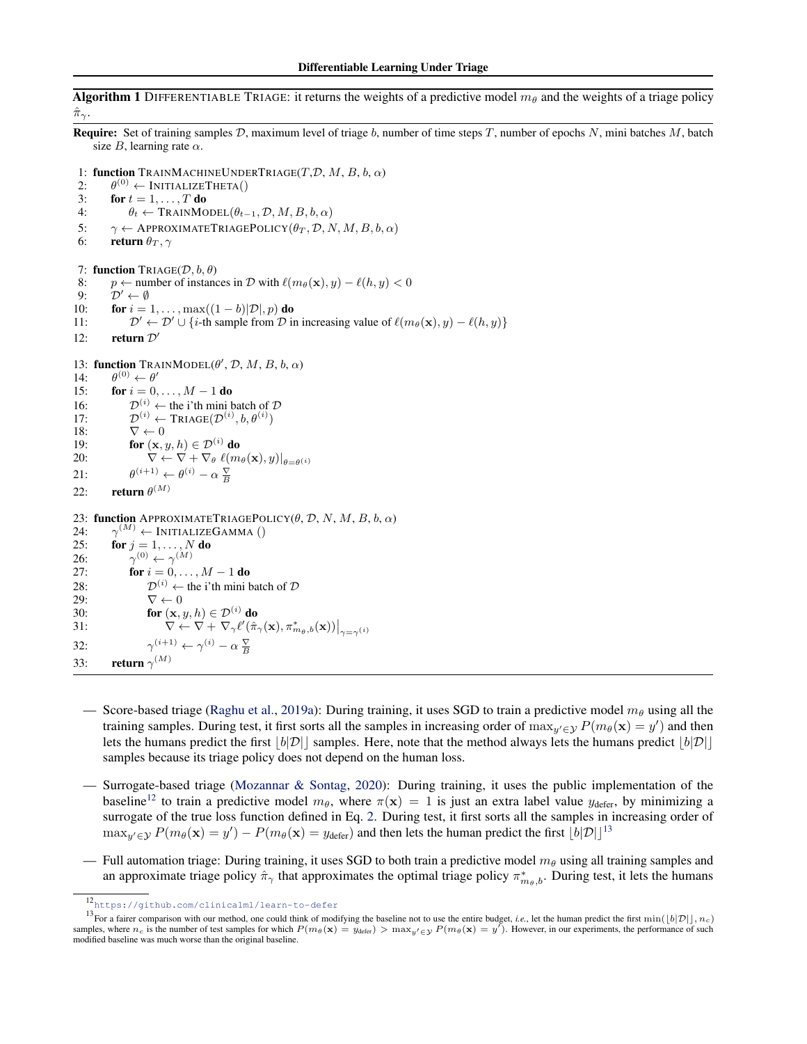**Algorithm 1** DIFFERENTIABLE TRIAGE: it returns the weights of a predictive model $m_\theta$ and the weights of a triage policy $\hat{\pi}_\gamma$.

**Require:** Set of training samples $\mathcal{D}$, maximum level of triage $b$, number of time steps $T$, number of epochs $N$, mini batches $M$, batch size $B$, learning rate $\alpha$.

```
1: function TRAINMACHINEUNDERTRIAGE(T, D, M, B, b, α)
2:     θ^(0) ← INITIALIZETHETA()
3:     for t = 1, ..., T do
4:         θ_t ← TRAINMODEL(θ_{t-1}, D, M, B, b, α)
5:     γ ← APPROXIMATETRIAGEPOLICY(θ_T, D, N, M, B, b, α)
6:     return θ_T, γ

7: function TRIAGE(D, b, θ)
8:     p ← number of instances in D with ℓ(m_θ(x), y) − ℓ(h, y) < 0
9:     D' ← ∅
10:    for i = 1, ..., max((1 − b)|D|, p) do
11:        D' ← D' ∪ {i-th sample from D in increasing value of ℓ(m_θ(x), y) − ℓ(h, y)}
12:    return D'

13: function TRAINMODEL(θ', D, M, B, b, α)
14:    θ^(0) ← θ'
15:    for i = 0, ..., M − 1 do
16:        D^(i) ← the i'th mini batch of D
17:        D^(i) ← TRIAGE(D^(i), b, θ^(i))
18:        ∇ ← 0
19:        for (x, y, h) ∈ D^(i) do
20:            ∇ ← ∇ + ∇_θ ℓ(m_θ(x), y)|_{θ=θ^(i)}
21:        θ^(i+1) ← θ^(i) − α ∇/B
22:    return θ^(M)

23: function APPROXIMATETRIAGEPOLICY(θ, D, N, M, B, b, α)
24:    γ^(M) ← INITIALIZEGAMMA ()
25:    for j = 1, ..., N do
26:        γ^(0) ← γ^(M)
27:        for i = 0, ..., M − 1 do
28:            D^(i) ← the i'th mini batch of D
29:            ∇ ← 0
30:            for (x, y, h) ∈ D^(i) do
31:                ∇ ← ∇ + ∇_γ ℓ'(π̂_γ(x), π*_{m_θ,b}(x))|_{γ=γ^(i)}
32:            γ^(i+1) ← γ^(i) − α ∇/B
33:    return γ^(M)
```

— Score-based triage (Raghu et al., 2019a): During training, it uses SGD to train a predictive model $m_\theta$ using all the training samples. During test, it first sorts all the samples in increasing order of $\max_{y' \in \mathcal{Y}} P(m_\theta(\mathbf{x}) = y')$ and then lets the humans predict the first $\lfloor b|\mathcal{D}| \rfloor$ samples. Here, note that the method always lets the humans predict $\lfloor b|\mathcal{D}| \rfloor$ samples because its triage policy does not depend on the human loss.

— Surrogate-based triage (Mozannar & Sontag, 2020): During training, it uses the public implementation of the baseline[12] to train a predictive model $m_\theta$, where $\pi(\mathbf{x}) = 1$ is just an extra label value $y_{\text{defer}}$, by minimizing a surrogate of the true loss function defined in Eq. 2. During test, it first sorts all the samples in increasing order of $\max_{y' \in \mathcal{Y}} P(m_\theta(\mathbf{x}) = y') - P(m_\theta(\mathbf{x}) = y_{\text{defer}})$ and then lets the human predict the first $\lfloor b|\mathcal{D}| \rfloor$[13]

— Full automation triage: During training, it uses SGD to both train a predictive model $m_\theta$ using all training samples and an approximate triage policy $\hat{\pi}_\gamma$ that approximates the optimal triage policy $\pi^*_{m_\theta, b}$. During test, it lets the humans

[12] https://github.com/clinicalml/learn-to-defer

[13] For a fairer comparison with our method, one could think of modifying the baseline not to use the entire budget, *i.e.*, let the human predict the first $\min(\lfloor b|\mathcal{D}| \rfloor, n_c)$ samples, where $n_c$ is the number of test samples for which $P(m_\theta(\mathbf{x}) = y_{\text{defer}}) > \max_{y' \in \mathcal{Y}} P(m_\theta(\mathbf{x}) = y')$. However, in our experiments, the performance of such modified baseline was much worse than the original baseline.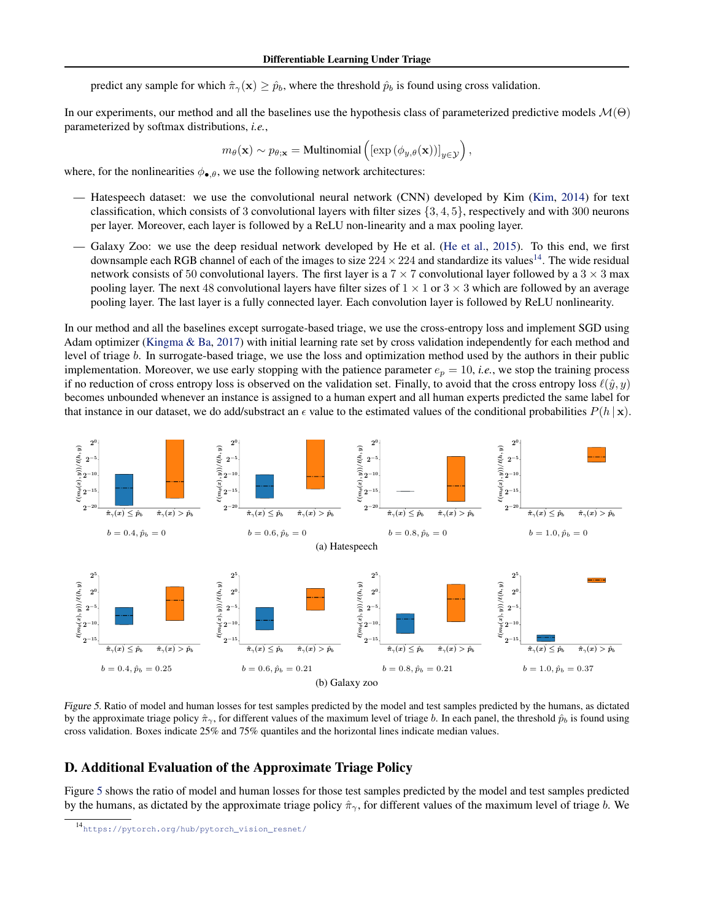predict any sample for which $\hat{\pi}_\gamma(\mathbf{x}) \geq \hat{p}_b$, where the threshold $\hat{p}_b$ is found using cross validation.

In our experiments, our method and all the baselines use the hypothesis class of parameterized predictive models $\mathcal{M}(\Theta)$ parameterized by softmax distributions, *i.e.*,

$$m_\theta(\mathbf{x}) \sim p_{\theta;\mathbf{x}} = \text{Multinomial}\left( \left[ \exp\left( \phi_{y,\theta}(\mathbf{x}) \right) \right]_{y \in \mathcal{Y}} \right),$$

where, for the nonlinearities $\phi_{\bullet,\theta}$, we use the following network architectures:

— Hatespeech dataset: we use the convolutional neural network (CNN) developed by Kim (Kim, 2014) for text classification, which consists of 3 convolutional layers with filter sizes $\{3, 4, 5\}$, respectively and with 300 neurons per layer. Moreover, each layer is followed by a ReLU non-linearity and a max pooling layer.

— Galaxy Zoo: we use the deep residual network developed by He et al. (He et al., 2015). To this end, we first downsample each RGB channel of each of the images to size $224 \times 224$ and standardize its values[14]. The wide residual network consists of 50 convolutional layers. The first layer is a $7 \times 7$ convolutional layer followed by a $3 \times 3$ max pooling layer. The next 48 convolutional layers have filter sizes of $1 \times 1$ or $3 \times 3$ which are followed by an average pooling layer. The last layer is a fully connected layer. Each convolution layer is followed by ReLU nonlinearity.

In our method and all the baselines except surrogate-based triage, we use the cross-entropy loss and implement SGD using Adam optimizer (Kingma & Ba, 2017) with initial learning rate set by cross validation independently for each method and level of triage $b$. In surrogate-based triage, we use the loss and optimization method used by the authors in their public implementation. Moreover, we use early stopping with the patience parameter $e_p = 10$, *i.e.*, we stop the training process if no reduction of cross entropy loss is observed on the validation set. Finally, to avoid that the cross entropy loss $\ell(\hat{y}, y)$ becomes unbounded whenever an instance is assigned to a human expert and all human experts predicted the same label for that instance in our dataset, we do add/substract an $\epsilon$ value to the estimated values of the conditional probabilities $P(h \mid \mathbf{x})$.

(a) Hatespeech — panels: $b = 0.4, \hat{p}_b = 0$; $b = 0.6, \hat{p}_b = 0$; $b = 0.8, \hat{p}_b = 0$; $b = 1.0, \hat{p}_b = 0$

(b) Galaxy zoo — panels: $b = 0.4, \hat{p}_b = 0.25$; $b = 0.6, \hat{p}_b = 0.21$; $b = 0.8, \hat{p}_b = 0.21$; $b = 1.0, \hat{p}_b = 0.37$

*Figure 5.* Ratio of model and human losses for test samples predicted by the model and test samples predicted by the humans, as dictated by the approximate triage policy $\hat{\pi}_\gamma$, for different values of the maximum level of triage $b$. In each panel, the threshold $\hat{p}_b$ is found using cross validation. Boxes indicate 25% and 75% quantiles and the horizontal lines indicate median values.

## D. Additional Evaluation of the Approximate Triage Policy

Figure 5 shows the ratio of model and human losses for those test samples predicted by the model and test samples predicted by the humans, as dictated by the approximate triage policy $\hat{\pi}_\gamma$, for different values of the maximum level of triage $b$. We

[14] https://pytorch.org/hub/pytorch_vision_resnet/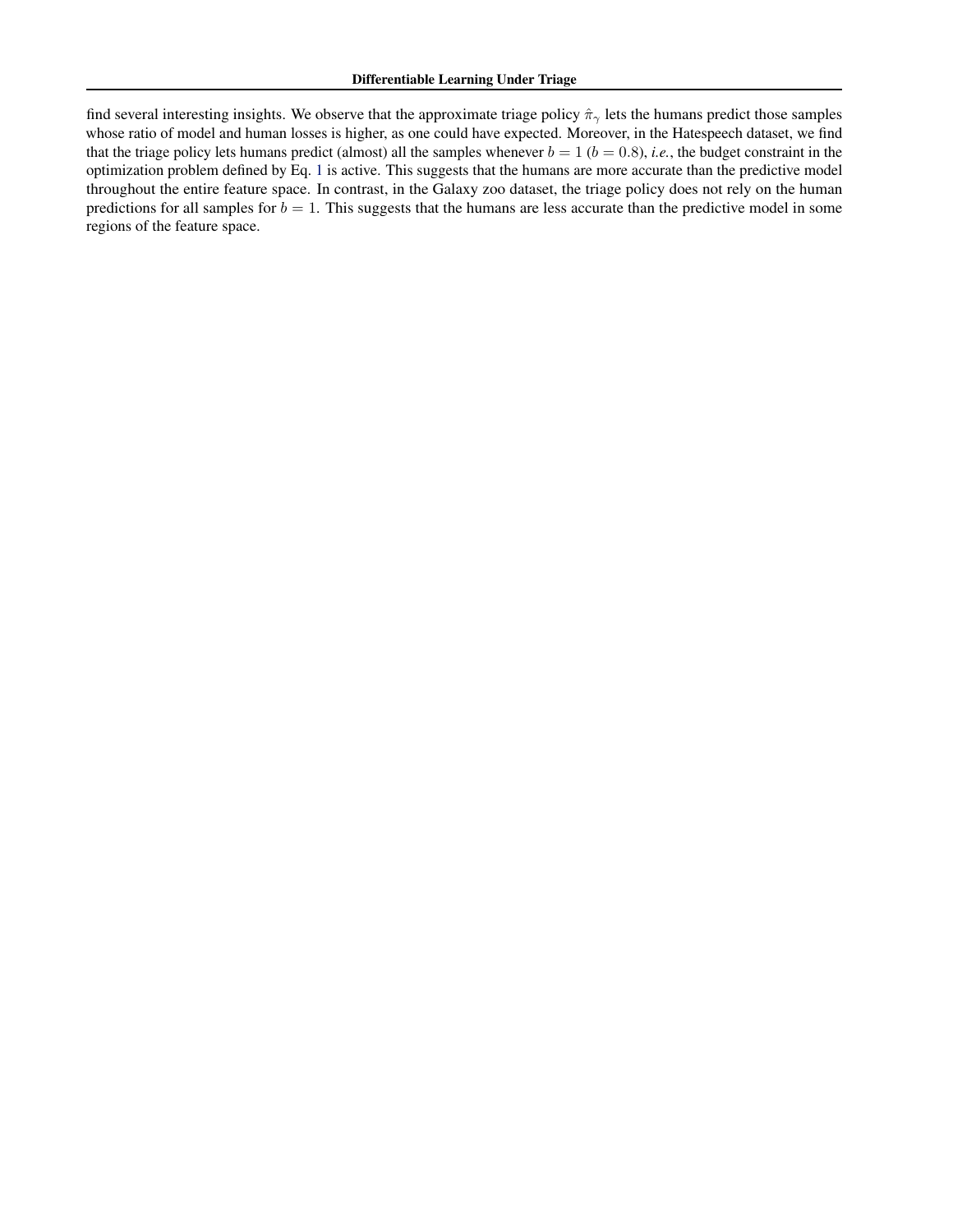find several interesting insights. We observe that the approximate triage policy $\hat{\pi}_\gamma$ lets the humans predict those samples whose ratio of model and human losses is higher, as one could have expected. Moreover, in the Hatespeech dataset, we find that the triage policy lets humans predict (almost) all the samples whenever $b = 1$ ($b = 0.8$), *i.e.*, the budget constraint in the optimization problem defined by Eq. 1 is active. This suggests that the humans are more accurate than the predictive model throughout the entire feature space. In contrast, in the Galaxy zoo dataset, the triage policy does not rely on the human predictions for all samples for $b = 1$. This suggests that the humans are less accurate than the predictive model in some regions of the feature space.